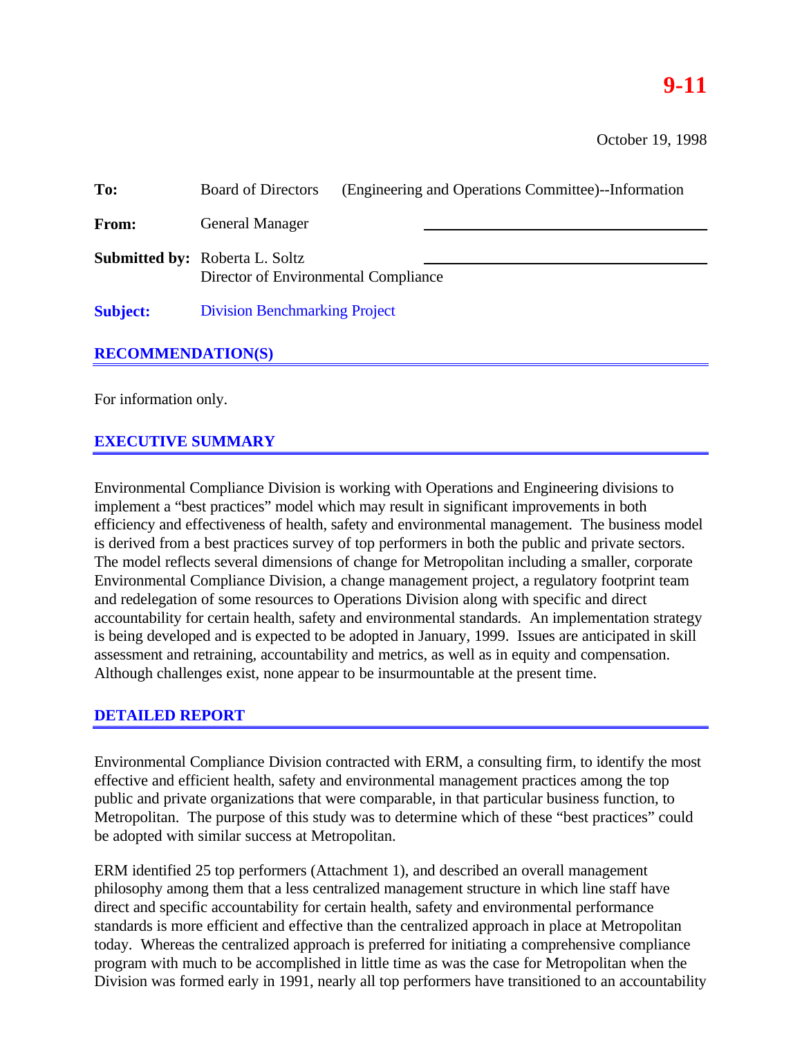# 9-11

October 19, 1998

**To:** Board of Directors (Engineering and Operations Committee)--Information

**From:** General Manager

**Submitted by:** Roberta L. Soltz
Director of Environmental Compliance

**Subject:** Division Benchmarking Project

## RECOMMENDATION(S)

For information only.

## EXECUTIVE SUMMARY

Environmental Compliance Division is working with Operations and Engineering divisions to implement a "best practices" model which may result in significant improvements in both efficiency and effectiveness of health, safety and environmental management. The business model is derived from a best practices survey of top performers in both the public and private sectors. The model reflects several dimensions of change for Metropolitan including a smaller, corporate Environmental Compliance Division, a change management project, a regulatory footprint team and redelegation of some resources to Operations Division along with specific and direct accountability for certain health, safety and environmental standards. An implementation strategy is being developed and is expected to be adopted in January, 1999. Issues are anticipated in skill assessment and retraining, accountability and metrics, as well as in equity and compensation. Although challenges exist, none appear to be insurmountable at the present time.

## DETAILED REPORT

Environmental Compliance Division contracted with ERM, a consulting firm, to identify the most effective and efficient health, safety and environmental management practices among the top public and private organizations that were comparable, in that particular business function, to Metropolitan. The purpose of this study was to determine which of these "best practices" could be adopted with similar success at Metropolitan.

ERM identified 25 top performers (Attachment 1), and described an overall management philosophy among them that a less centralized management structure in which line staff have direct and specific accountability for certain health, safety and environmental performance standards is more efficient and effective than the centralized approach in place at Metropolitan today. Whereas the centralized approach is preferred for initiating a comprehensive compliance program with much to be accomplished in little time as was the case for Metropolitan when the Division was formed early in 1991, nearly all top performers have transitioned to an accountability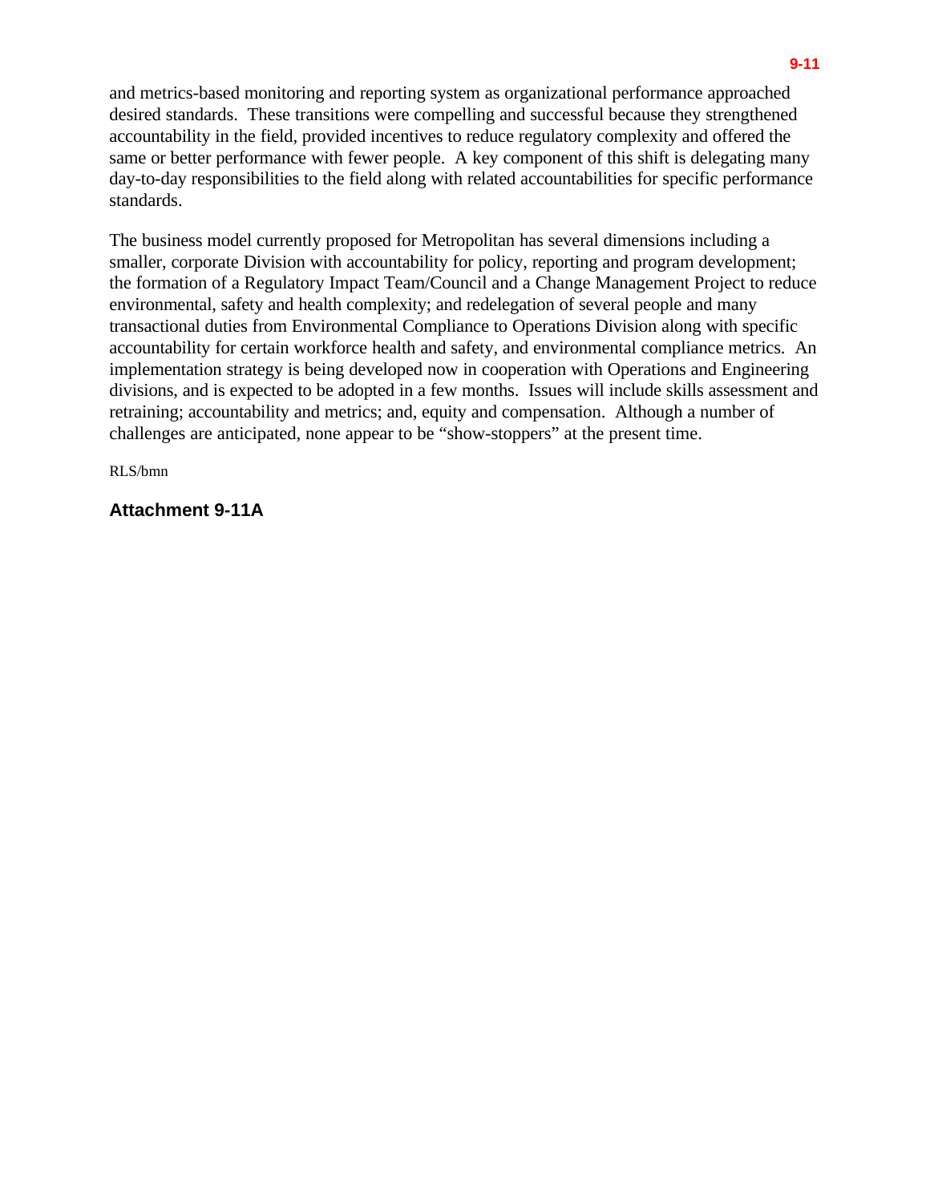and metrics-based monitoring and reporting system as organizational performance approached desired standards. These transitions were compelling and successful because they strengthened accountability in the field, provided incentives to reduce regulatory complexity and offered the same or better performance with fewer people. A key component of this shift is delegating many day-to-day responsibilities to the field along with related accountabilities for specific performance standards.

The business model currently proposed for Metropolitan has several dimensions including a smaller, corporate Division with accountability for policy, reporting and program development; the formation of a Regulatory Impact Team/Council and a Change Management Project to reduce environmental, safety and health complexity; and redelegation of several people and many transactional duties from Environmental Compliance to Operations Division along with specific accountability for certain workforce health and safety, and environmental compliance metrics. An implementation strategy is being developed now in cooperation with Operations and Engineering divisions, and is expected to be adopted in a few months. Issues will include skills assessment and retraining; accountability and metrics; and, equity and compensation. Although a number of challenges are anticipated, none appear to be "show-stoppers" at the present time.

RLS/bmn

**Attachment 9-11A**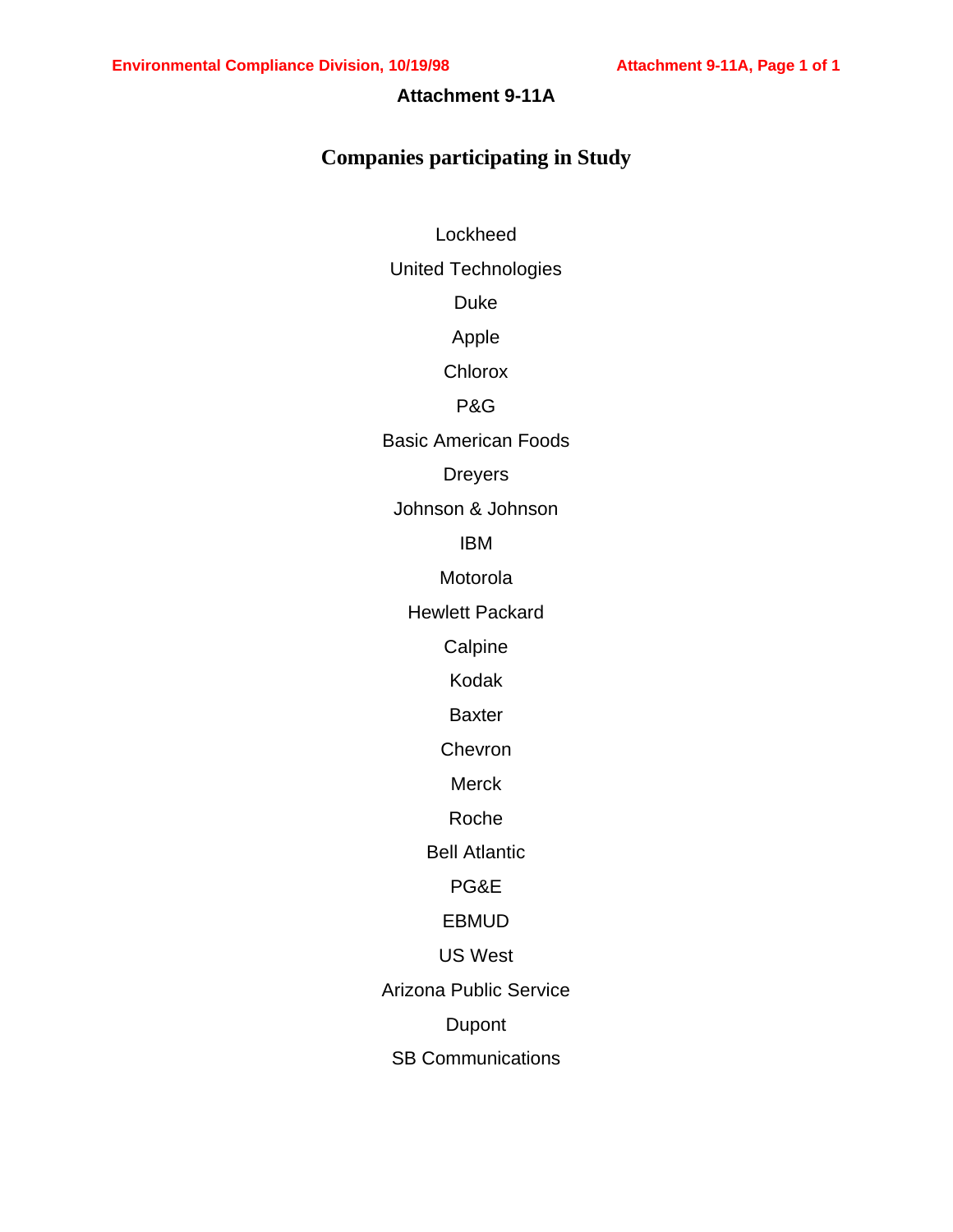**Attachment 9-11A**

## Companies participating in Study

Lockheed

United Technologies

Duke

Apple

Chlorox

P&G

Basic American Foods

Dreyers

Johnson & Johnson

IBM

Motorola

Hewlett Packard

Calpine

Kodak

Baxter

Chevron

Merck

Roche

Bell Atlantic

PG&E

EBMUD

US West

Arizona Public Service

Dupont

SB Communications